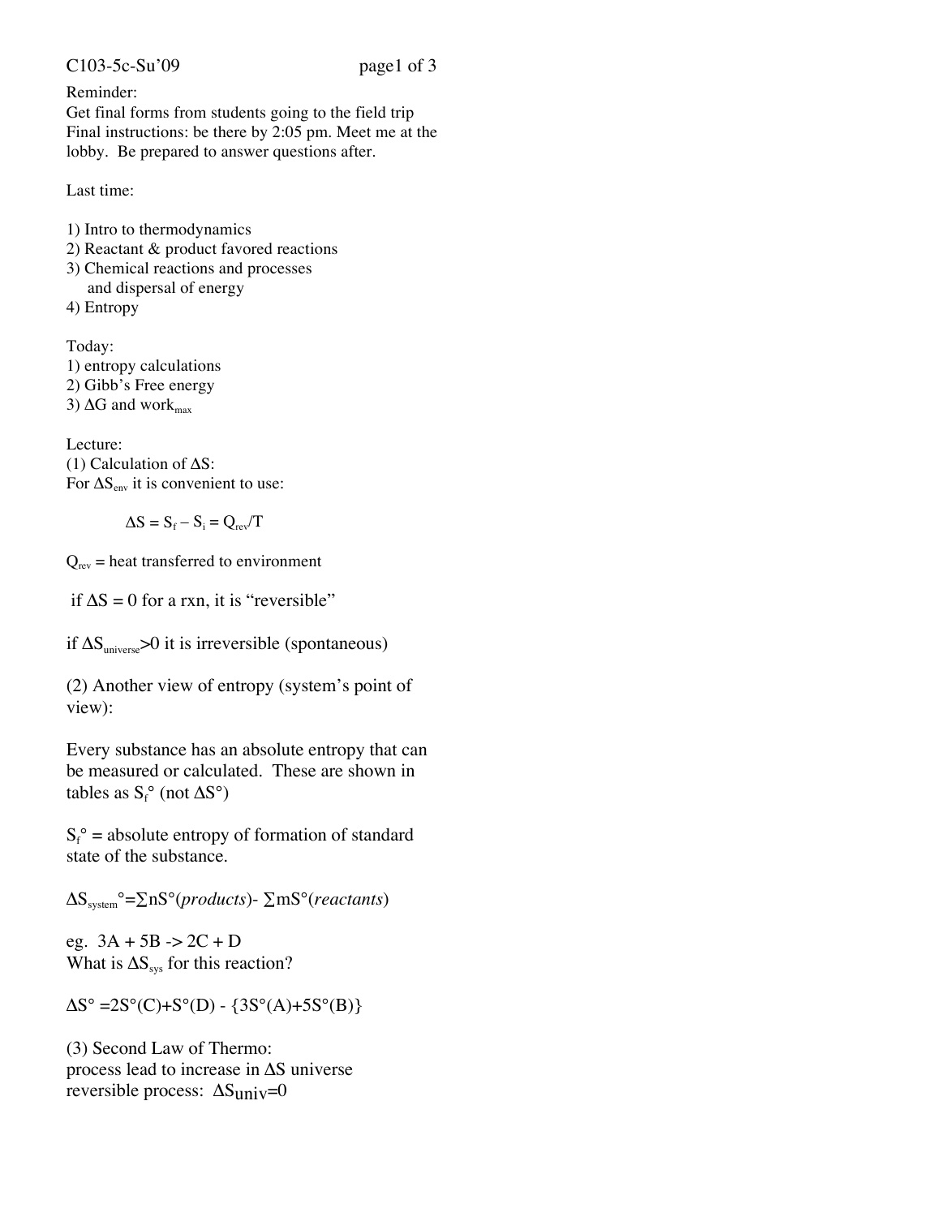Reminder:
Get final forms from students going to the field trip
Final instructions: be there by 2:05 pm. Meet me at the lobby. Be prepared to answer questions after.

Last time:

1) Intro to thermodynamics
2) Reactant & product favored reactions
3) Chemical reactions and processes and dispersal of energy
4) Entropy

Today:
1) entropy calculations
2) Gibb's Free energy
3) $\Delta G$ and $work_{max}$

Lecture:
(1) Calculation of $\Delta S$:
For $\Delta S_{env}$ it is convenient to use:

$$\Delta S = S_f - S_i = Q_{rev}/T$$

$Q_{rev}$ = heat transferred to environment

if $\Delta S = 0$ for a rxn, it is "reversible"

if $\Delta S_{universe} > 0$ it is irreversible (spontaneous)

(2) Another view of entropy (system's point of view):

Every substance has an absolute entropy that can be measured or calculated. These are shown in tables as $S_f°$ (not $\Delta S°$)

$S_f°$ = absolute entropy of formation of standard state of the substance.

$$\Delta S_{system}° = \sum nS°(\textit{products}) - \sum mS°(\textit{reactants})$$

eg. 3A + 5B -> 2C + D
What is $\Delta S_{sys}$ for this reaction?

$$\Delta S° = 2S°(C) + S°(D) - \{3S°(A) + 5S°(B)\}$$

(3) Second Law of Thermo:
process lead to increase in $\Delta S$ universe
reversible process: $\Delta S_{univ} = 0$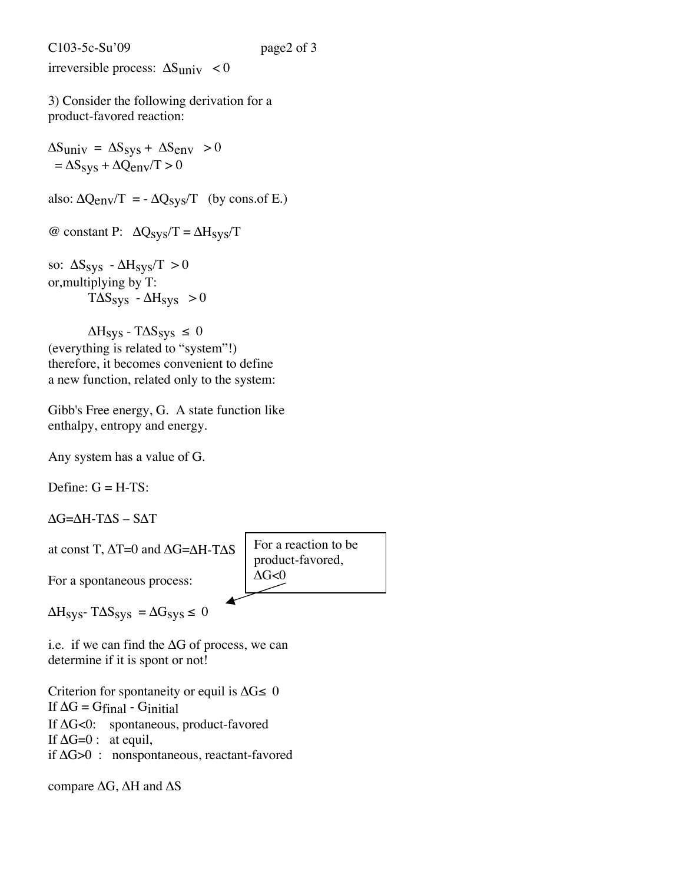irreversible process: $\Delta S_{univ} < 0$

3) Consider the following derivation for a product-favored reaction:

$\Delta S_{univ} = \Delta S_{sys} + \Delta S_{env} > 0$
$= \Delta S_{sys} + \Delta Q_{env}/T > 0$

also: $\Delta Q_{env}/T = - \Delta Q_{sys}/T$ (by cons.of E.)

@ constant P: $\Delta Q_{sys}/T = \Delta H_{sys}/T$

so: $\Delta S_{sys} - \Delta H_{sys}/T > 0$
or,multiplying by T:

$T\Delta S_{sys} - \Delta H_{sys} > 0$

$\Delta H_{sys} - T\Delta S_{sys} \leq 0$

(everything is related to "system"!)
therefore, it becomes convenient to define a new function, related only to the system:

Gibb's Free energy, G. A state function like enthalpy, entropy and energy.

Any system has a value of G.

Define: $G = H-TS$:

$\Delta G=\Delta H-T\Delta S - S\Delta T$

at const T, $\Delta T=0$ and $\Delta G=\Delta H-T\Delta S$

For a spontaneous process:

$\Delta H_{sys} - T\Delta S_{sys} = \Delta G_{sys} \leq 0$

For a reaction to be product-favored, $\Delta G<0$

i.e. if we can find the $\Delta G$ of process, we can determine if it is spont or not!

Criterion for spontaneity or equil is $\Delta G \leq 0$
If $\Delta G = G_{final} - G_{initial}$
If $\Delta G<0$: spontaneous, product-favored
If $\Delta G=0$ : at equil,
if $\Delta G>0$ : nonspontaneous, reactant-favored

compare $\Delta G$, $\Delta H$ and $\Delta S$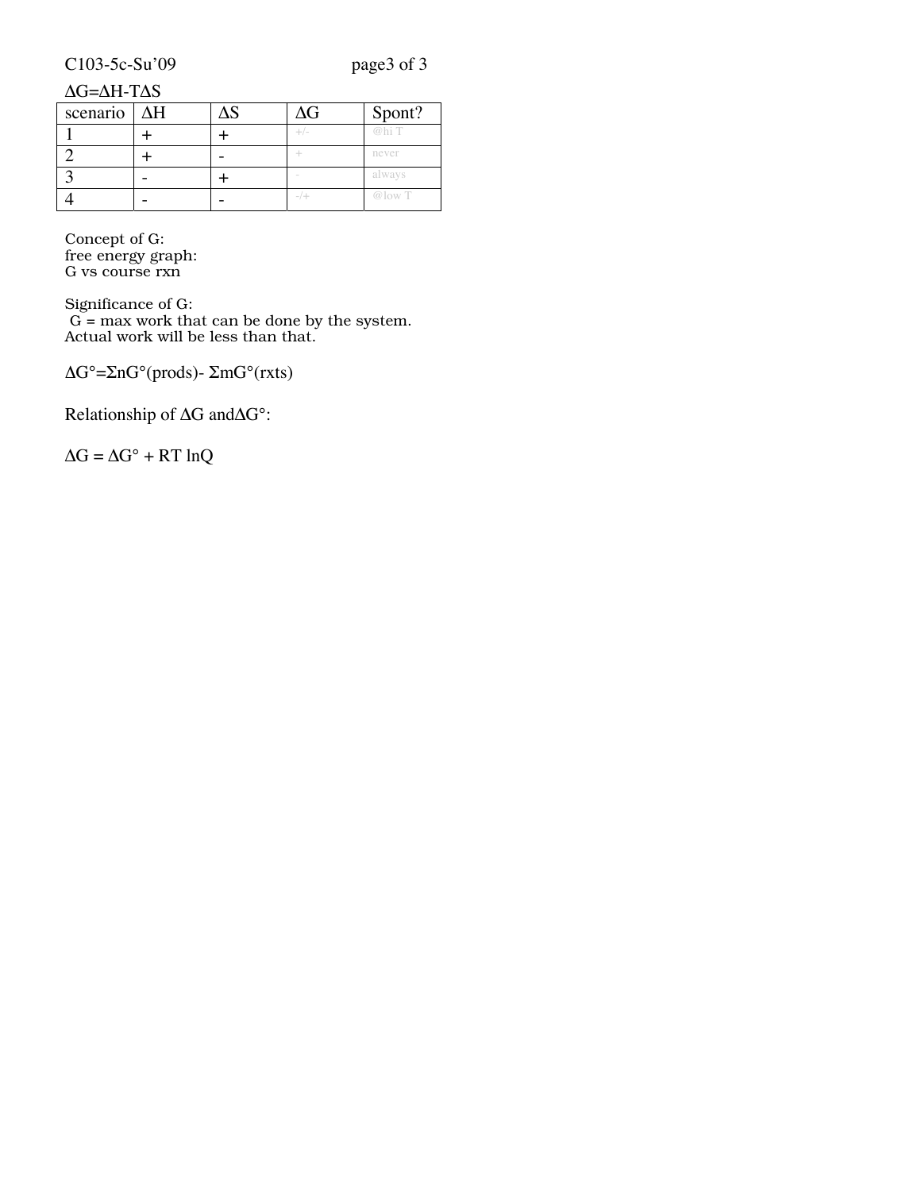$\Delta G=\Delta H-T\Delta S$

| scenario | $\Delta H$ | $\Delta S$ | $\Delta G$ | Spont? |
|---|---|---|---|---|
| 1 | + | + | +/- | @hi T |
| 2 | + | - | + | never |
| 3 | - | + | - | always |
| 4 | - | - | -/+ | @low T |

Concept of G:
free energy graph:
G vs course rxn

Significance of G:
G = max work that can be done by the system.
Actual work will be less than that.

$\Delta G°=\Sigma nG°(\text{prods})- \Sigma mG°(\text{rxts})$

Relationship of $\Delta G$ and $\Delta G°$:

$\Delta G = \Delta G° + RT \ln Q$